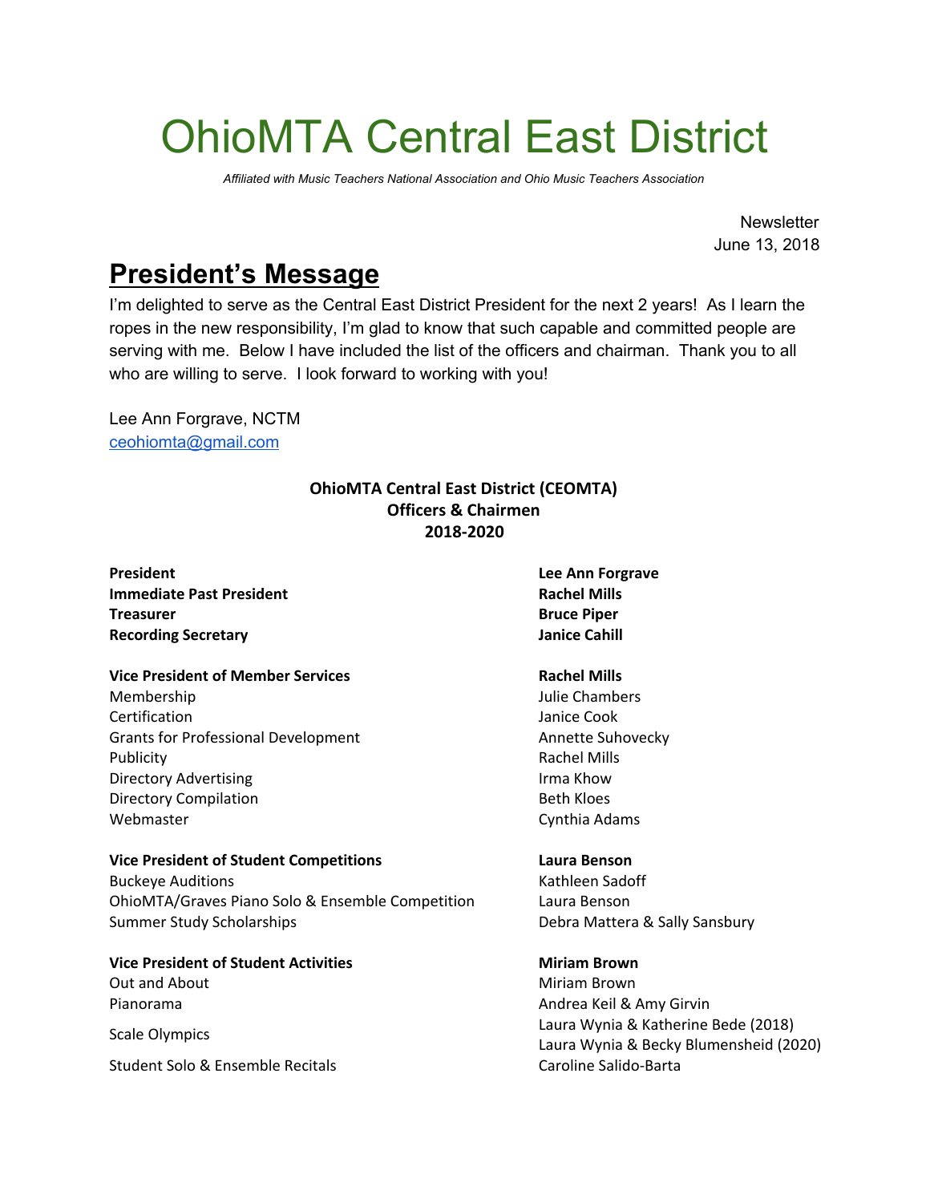# OhioMTA Central East District

*Affiliated with Music Teachers National Association and Ohio Music Teachers Association*

Newsletter
June 13, 2018

## President's Message

I'm delighted to serve as the Central East District President for the next 2 years! As I learn the ropes in the new responsibility, I'm glad to know that such capable and committed people are serving with me. Below I have included the list of the officers and chairman. Thank you to all who are willing to serve. I look forward to working with you!

Lee Ann Forgrave, NCTM
ceohiomta@gmail.com

**OhioMTA Central East District (CEOMTA)**
**Officers & Chairmen**
**2018-2020**

| | |
|---|---|
| **President** | **Lee Ann Forgrave** |
| **Immediate Past President** | **Rachel Mills** |
| **Treasurer** | **Bruce Piper** |
| **Recording Secretary** | **Janice Cahill** |
| | |
| **Vice President of Member Services** | **Rachel Mills** |
| Membership | Julie Chambers |
| Certification | Janice Cook |
| Grants for Professional Development | Annette Suhovecky |
| Publicity | Rachel Mills |
| Directory Advertising | Irma Khow |
| Directory Compilation | Beth Kloes |
| Webmaster | Cynthia Adams |
| | |
| **Vice President of Student Competitions** | **Laura Benson** |
| Buckeye Auditions | Kathleen Sadoff |
| OhioMTA/Graves Piano Solo & Ensemble Competition | Laura Benson |
| Summer Study Scholarships | Debra Mattera & Sally Sansbury |
| | |
| **Vice President of Student Activities** | **Miriam Brown** |
| Out and About | Miriam Brown |
| Pianorama | Andrea Keil & Amy Girvin |
| Scale Olympics | Laura Wynia & Katherine Bede (2018)<br>Laura Wynia & Becky Blumensheid (2020) |
| Student Solo & Ensemble Recitals | Caroline Salido-Barta |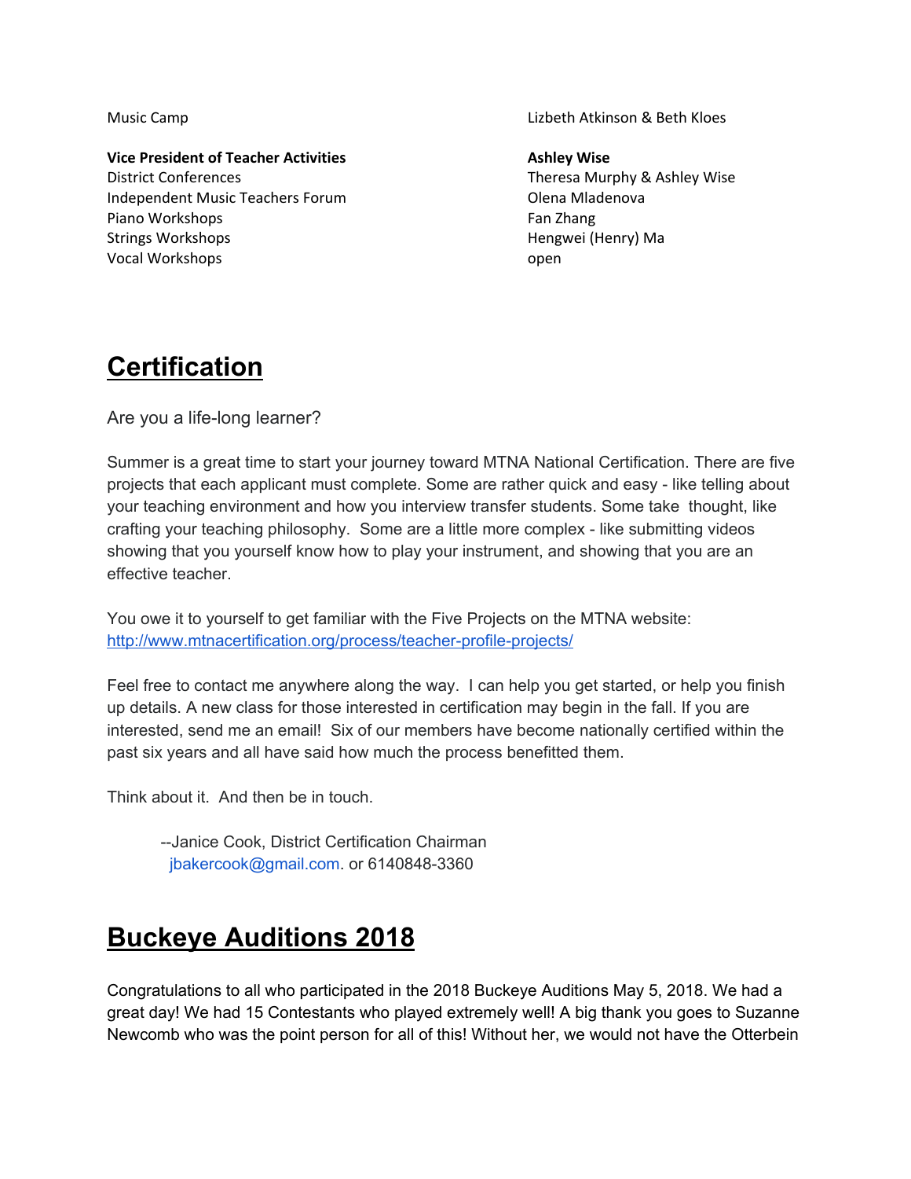| | |
|---|---|
| Music Camp | Lizbeth Atkinson & Beth Kloes |
| **Vice President of Teacher Activities** | **Ashley Wise** |
| District Conferences | Theresa Murphy & Ashley Wise |
| Independent Music Teachers Forum | Olena Mladenova |
| Piano Workshops | Fan Zhang |
| Strings Workshops | Hengwei (Henry) Ma |
| Vocal Workshops | open |

# Certification

Are you a life-long learner?

Summer is a great time to start your journey toward MTNA National Certification. There are five projects that each applicant must complete. Some are rather quick and easy - like telling about your teaching environment and how you interview transfer students. Some take thought, like crafting your teaching philosophy. Some are a little more complex - like submitting videos showing that you yourself know how to play your instrument, and showing that you are an effective teacher.

You owe it to yourself to get familiar with the Five Projects on the MTNA website: http://www.mtnacertification.org/process/teacher-profile-projects/

Feel free to contact me anywhere along the way. I can help you get started, or help you finish up details. A new class for those interested in certification may begin in the fall. If you are interested, send me an email! Six of our members have become nationally certified within the past six years and all have said how much the process benefitted them.

Think about it. And then be in touch.

--Janice Cook, District Certification Chairman
jbakercook@gmail.com. or 6140848-3360

# Buckeye Auditions 2018

Congratulations to all who participated in the 2018 Buckeye Auditions May 5, 2018. We had a great day! We had 15 Contestants who played extremely well! A big thank you goes to Suzanne Newcomb who was the point person for all of this! Without her, we would not have the Otterbein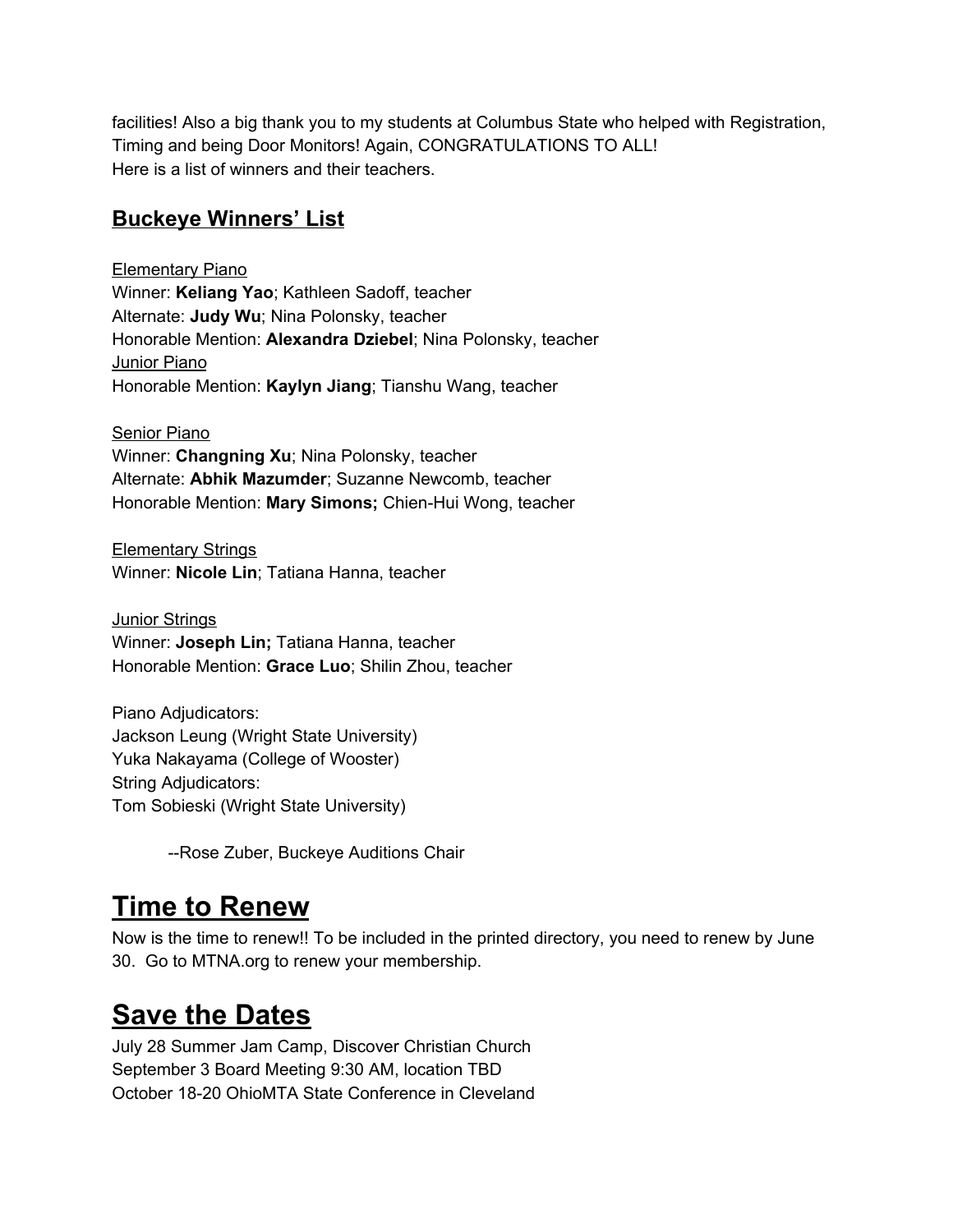facilities! Also a big thank you to my students at Columbus State who helped with Registration, Timing and being Door Monitors! Again, CONGRATULATIONS TO ALL!
Here is a list of winners and their teachers.

### **Buckeye Winners' List**

Elementary Piano
Winner: **Keliang Yao**; Kathleen Sadoff, teacher
Alternate: **Judy Wu**; Nina Polonsky, teacher
Honorable Mention: **Alexandra Dziebel**; Nina Polonsky, teacher
Junior Piano
Honorable Mention: **Kaylyn Jiang**; Tianshu Wang, teacher

Senior Piano
Winner: **Changning Xu**; Nina Polonsky, teacher
Alternate: **Abhik Mazumder**; Suzanne Newcomb, teacher
Honorable Mention: **Mary Simons;** Chien-Hui Wong, teacher

Elementary Strings
Winner: **Nicole Lin**; Tatiana Hanna, teacher

Junior Strings
Winner: **Joseph Lin;** Tatiana Hanna, teacher
Honorable Mention: **Grace Luo**; Shilin Zhou, teacher

Piano Adjudicators:
Jackson Leung (Wright State University)
Yuka Nakayama (College of Wooster)
String Adjudicators:
Tom Sobieski (Wright State University)

--Rose Zuber, Buckeye Auditions Chair

# **Time to Renew**

Now is the time to renew!! To be included in the printed directory, you need to renew by June 30. Go to MTNA.org to renew your membership.

# **Save the Dates**

July 28 Summer Jam Camp, Discover Christian Church
September 3 Board Meeting 9:30 AM, location TBD
October 18-20 OhioMTA State Conference in Cleveland